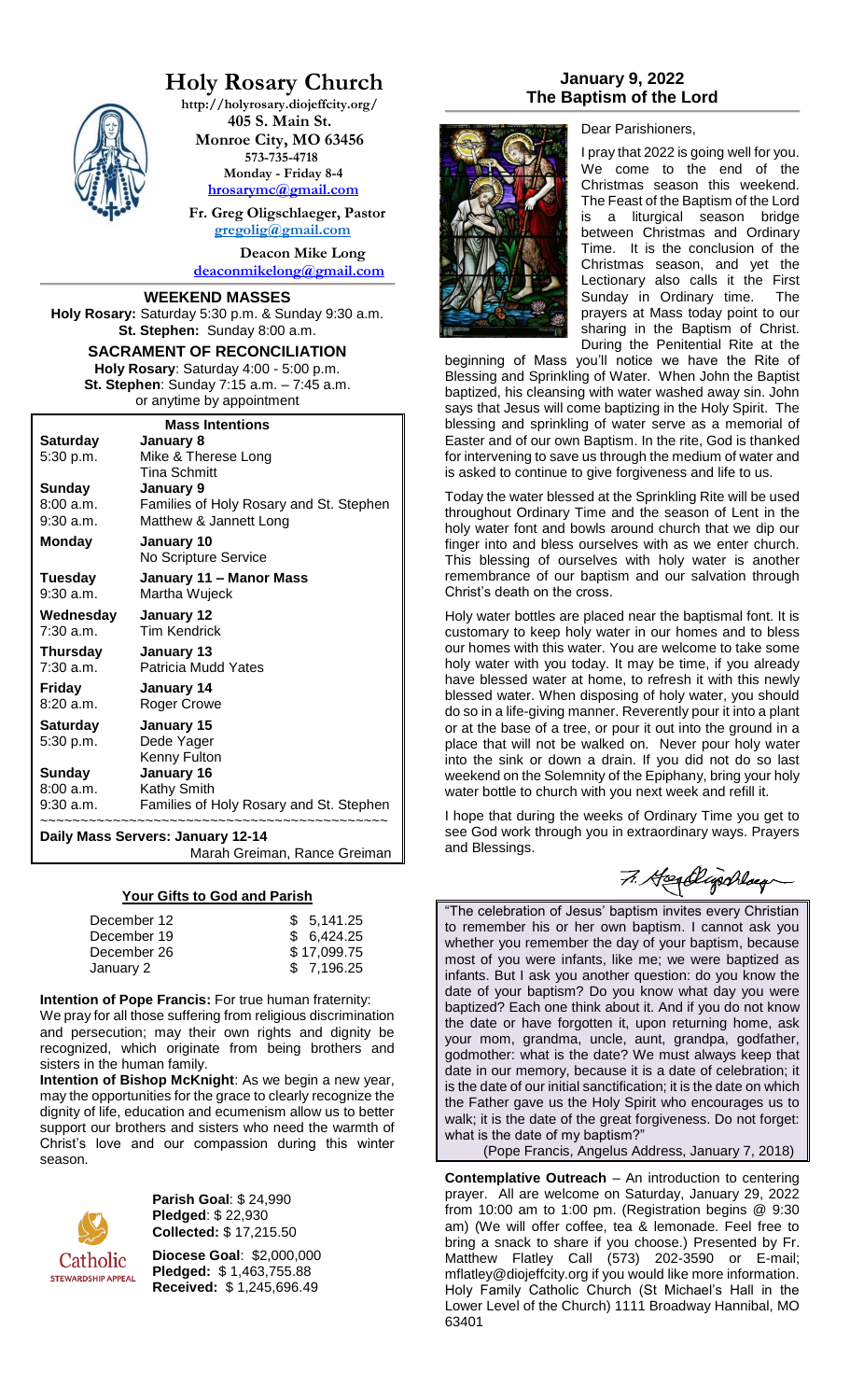# Holy Rosary Church

http://holyrosary.diojeffcity.org/
**405 S. Main St.**
**Monroe City, MO 63456**
**573-735-4718**
**Monday - Friday 8-4**
**hrosarymc@gmail.com**

**Fr. Greg Oligschlaeger, Pastor**
**gregolig@gmail.com**

**Deacon Mike Long**
**deaconmikelong@gmail.com**

## WEEKEND MASSES

**Holy Rosary:** Saturday 5:30 p.m. & Sunday 9:30 a.m.
**St. Stephen:** Sunday 8:00 a.m.

## SACRAMENT OF RECONCILIATION

**Holy Rosary**: Saturday 4:00 - 5:00 p.m.
**St. Stephen**: Sunday 7:15 a.m. – 7:45 a.m.
or anytime by appointment

### Mass Intentions

| | |
|---|---|
| **Saturday** | **January 8** |
| 5:30 p.m. | Mike & Therese Long |
| | Tina Schmitt |
| **Sunday** | **January 9** |
| 8:00 a.m. | Families of Holy Rosary and St. Stephen |
| 9:30 a.m. | Matthew & Jannett Long |
| **Monday** | **January 10** |
| | No Scripture Service |
| **Tuesday** | **January 11 – Manor Mass** |
| 9:30 a.m. | Martha Wujeck |
| **Wednesday** | **January 12** |
| 7:30 a.m. | Tim Kendrick |
| **Thursday** | **January 13** |
| 7:30 a.m. | Patricia Mudd Yates |
| **Friday** | **January 14** |
| 8:20 a.m. | Roger Crowe |
| **Saturday** | **January 15** |
| 5:30 p.m. | Dede Yager |
| | Kenny Fulton |
| **Sunday** | **January 16** |
| 8:00 a.m. | Kathy Smith |
| 9:30 a.m. | Families of Holy Rosary and St. Stephen |

**Daily Mass Servers: January 12-14**
Marah Greiman, Rance Greiman

### Your Gifts to God and Parish

| | |
|---|---|
| December 12 | $ 5,141.25 |
| December 19 | $ 6,424.25 |
| December 26 | $ 17,099.75 |
| January 2 | $ 7,196.25 |

**Intention of Pope Francis:** For true human fraternity: We pray for all those suffering from religious discrimination and persecution; may their own rights and dignity be recognized, which originate from being brothers and sisters in the human family.

**Intention of Bishop McKnight**: As we begin a new year, may the opportunities for the grace to clearly recognize the dignity of life, education and ecumenism allow us to better support our brothers and sisters who need the warmth of Christ's love and our compassion during this winter season.

Catholic STEWARDSHIP APPEAL

**Parish Goal**: $ 24,990
**Pledged**: $ 22,930
**Collected:** $ 17,215.50

**Diocese Goal**: $2,000,000
**Pledged:** $ 1,463,755.88
**Received:** $ 1,245,696.49

## January 9, 2022
## The Baptism of the Lord

Dear Parishioners,

I pray that 2022 is going well for you. We come to the end of the Christmas season this weekend. The Feast of the Baptism of the Lord is a liturgical season bridge between Christmas and Ordinary Time. It is the conclusion of the Christmas season, and yet the Lectionary also calls it the First Sunday in Ordinary time. The prayers at Mass today point to our sharing in the Baptism of Christ. During the Penitential Rite at the beginning of Mass you'll notice we have the Rite of Blessing and Sprinkling of Water. When John the Baptist baptized, his cleansing with water washed away sin. John says that Jesus will come baptizing in the Holy Spirit. The blessing and sprinkling of water serve as a memorial of Easter and of our own Baptism. In the rite, God is thanked for intervening to save us through the medium of water and is asked to continue to give forgiveness and life to us.

Today the water blessed at the Sprinkling Rite will be used throughout Ordinary Time and the season of Lent in the holy water font and bowls around church that we dip our finger into and bless ourselves with as we enter church. This blessing of ourselves with holy water is another remembrance of our baptism and our salvation through Christ's death on the cross.

Holy water bottles are placed near the baptismal font. It is customary to keep holy water in our homes and to bless our homes with this water. You are welcome to take some holy water with you today. It may be time, if you already have blessed water at home, to refresh it with this newly blessed water. When disposing of holy water, you should do so in a life-giving manner. Reverently pour it into a plant or at the base of a tree, or pour it out into the ground in a place that will not be walked on. Never pour holy water into the sink or down a drain. If you did not do so last weekend on the Solemnity of the Epiphany, bring your holy water bottle to church with you next week and refill it.

I hope that during the weeks of Ordinary Time you get to see God work through you in extraordinary ways. Prayers and Blessings.

Fr. Greg Oligschlaeger

"The celebration of Jesus' baptism invites every Christian to remember his or her own baptism. I cannot ask you whether you remember the day of your baptism, because most of you were infants, like me; we were baptized as infants. But I ask you another question: do you know the date of your baptism? Do you know what day you were baptized? Each one think about it. And if you do not know the date or have forgotten it, upon returning home, ask your mom, grandma, uncle, aunt, grandpa, godfather, godmother: what is the date? We must always keep that date in our memory, because it is a date of celebration; it is the date of our initial sanctification; it is the date on which the Father gave us the Holy Spirit who encourages us to walk; it is the date of the great forgiveness. Do not forget: what is the date of my baptism?"
(Pope Francis, Angelus Address, January 7, 2018)

**Contemplative Outreach** – An introduction to centering prayer. All are welcome on Saturday, January 29, 2022 from 10:00 am to 1:00 pm. (Registration begins @ 9:30 am) (We will offer coffee, tea & lemonade. Feel free to bring a snack to share if you choose.) Presented by Fr. Matthew Flatley Call (573) 202-3590 or E-mail; mflatley@diojeffcity.org if you would like more information. Holy Family Catholic Church (St Michael's Hall in the Lower Level of the Church) 1111 Broadway Hannibal, MO 63401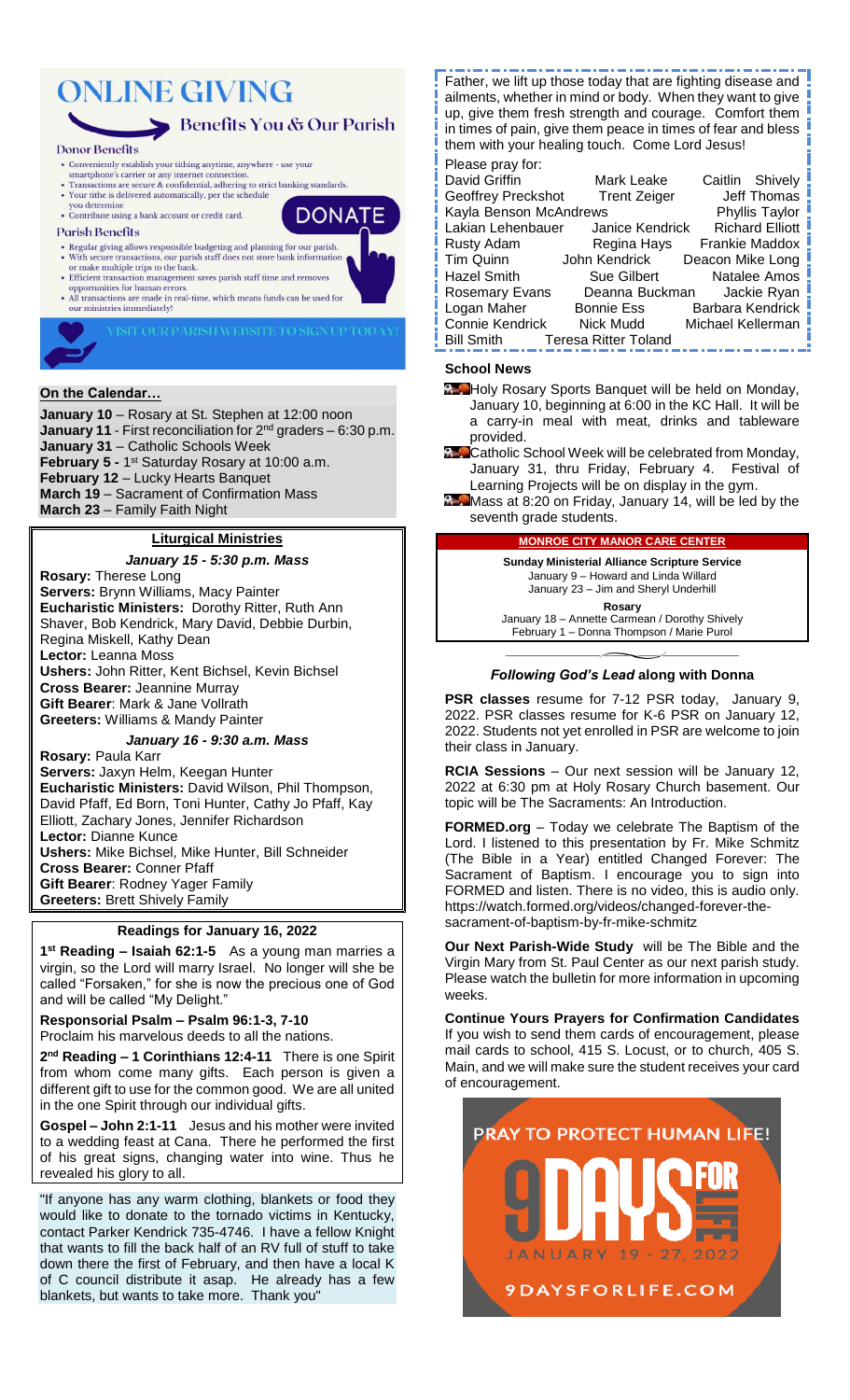# ONLINE GIVING

## Benefits You & Our Parish

**Donor Benefits**

- Conveniently establish your tithing anytime, anywhere - use your smartphone's carrier or any internet connection.
- Transactions are secure & confidential, adhering to strict banking standards.
- Your tithe is delivered automatically, per the schedule you determine
- Contribute using a bank account or credit card.

DONATE

**Parish Benefits**

- Regular giving allows responsible budgeting and planning for our parish.
- With secure transactions, our parish staff does not store bank information or make multiple trips to the bank.
- Efficient transaction management saves parish staff time and removes opportunities for human errors.
- All transactions are made in real-time, which means funds can be used for our ministries immediately!

VISIT OUR PARISH WEBSITE TO SIGN UP TODAY!

**On the Calendar…**

**January 10** – Rosary at St. Stephen at 12:00 noon
**January 11** - First reconciliation for 2nd graders – 6:30 p.m.
**January 31** – Catholic Schools Week
**February 5** - 1st Saturday Rosary at 10:00 a.m.
**February 12** – Lucky Hearts Banquet
**March 19** – Sacrament of Confirmation Mass
**March 23** – Family Faith Night

## Liturgical Ministries

### *January 15 - 5:30 p.m. Mass*

**Rosary:** Therese Long
**Servers:** Brynn Williams, Macy Painter
**Eucharistic Ministers:** Dorothy Ritter, Ruth Ann Shaver, Bob Kendrick, Mary David, Debbie Durbin, Regina Miskell, Kathy Dean
**Lector:** Leanna Moss
**Ushers:** John Ritter, Kent Bichsel, Kevin Bichsel
**Cross Bearer:** Jeannine Murray
**Gift Bearer**: Mark & Jane Vollrath
**Greeters:** Williams & Mandy Painter

### *January 16 - 9:30 a.m. Mass*

**Rosary:** Paula Karr
**Servers:** Jaxyn Helm, Keegan Hunter
**Eucharistic Ministers:** David Wilson, Phil Thompson, David Pfaff, Ed Born, Toni Hunter, Cathy Jo Pfaff, Kay Elliott, Zachary Jones, Jennifer Richardson
**Lector:** Dianne Kunce
**Ushers:** Mike Bichsel, Mike Hunter, Bill Schneider
**Cross Bearer:** Conner Pfaff
**Gift Bearer**: Rodney Yager Family
**Greeters:** Brett Shively Family

## Readings for January 16, 2022

**1st Reading – Isaiah 62:1-5** As a young man marries a virgin, so the Lord will marry Israel. No longer will she be called "Forsaken," for she is now the precious one of God and will be called "My Delight."

**Responsorial Psalm – Psalm 96:1-3, 7-10**
Proclaim his marvelous deeds to all the nations.

**2nd Reading – 1 Corinthians 12:4-11** There is one Spirit from whom come many gifts. Each person is given a different gift to use for the common good. We are all united in the one Spirit through our individual gifts.

**Gospel – John 2:1-11** Jesus and his mother were invited to a wedding feast at Cana. There he performed the first of his great signs, changing water into wine. Thus he revealed his glory to all.

"If anyone has any warm clothing, blankets or food they would like to donate to the tornado victims in Kentucky, contact Parker Kendrick 735-4746. I have a fellow Knight that wants to fill the back half of an RV full of stuff to take down there the first of February, and then have a local K of C council distribute it asap. He already has a few blankets, but wants to take more. Thank you"

Father, we lift up those today that are fighting disease and ailments, whether in mind or body. When they want to give up, give them fresh strength and courage. Comfort them in times of pain, give them peace in times of fear and bless them with your healing touch. Come Lord Jesus!

Please pray for:

| | | |
|---|---|---|
| David Griffin | Mark Leake | Caitlin Shively |
| Geoffrey Preckshot | Trent Zeiger | Jeff Thomas |
| Kayla Benson McAndrews | | Phyllis Taylor |
| Lakian Lehenbauer | Janice Kendrick | Richard Elliott |
| Rusty Adam | Regina Hays | Frankie Maddox |
| Tim Quinn | John Kendrick | Deacon Mike Long |
| Hazel Smith | Sue Gilbert | Natalee Amos |
| Rosemary Evans | Deanna Buckman | Jackie Ryan |
| Logan Maher | Bonnie Ess | Barbara Kendrick |
| Connie Kendrick | Nick Mudd | Michael Kellerman |
| Bill Smith | Teresa Ritter Toland | |

## School News

- Holy Rosary Sports Banquet will be held on Monday, January 10, beginning at 6:00 in the KC Hall. It will be a carry-in meal with meat, drinks and tableware provided.
- Catholic School Week will be celebrated from Monday, January 31, thru Friday, February 4. Festival of Learning Projects will be on display in the gym.
- Mass at 8:20 on Friday, January 14, will be led by the seventh grade students.

## MONROE CITY MANOR CARE CENTER

**Sunday Ministerial Alliance Scripture Service**
January 9 – Howard and Linda Willard
January 23 – Jim and Sheryl Underhill

**Rosary**
January 18 – Annette Carmean / Dorothy Shively
February 1 – Donna Thompson / Marie Purol

### *Following God's Lead* along with Donna

**PSR classes** resume for 7-12 PSR today, January 9, 2022. PSR classes resume for K-6 PSR on January 12, 2022. Students not yet enrolled in PSR are welcome to join their class in January.

**RCIA Sessions** – Our next session will be January 12, 2022 at 6:30 pm at Holy Rosary Church basement. Our topic will be The Sacraments: An Introduction.

**FORMED.org** – Today we celebrate The Baptism of the Lord. I listened to this presentation by Fr. Mike Schmitz (The Bible in a Year) entitled Changed Forever: The Sacrament of Baptism. I encourage you to sign into FORMED and listen. There is no video, this is audio only. https://watch.formed.org/videos/changed-forever-the-sacrament-of-baptism-by-fr-mike-schmitz

**Our Next Parish-Wide Study** will be The Bible and the Virgin Mary from St. Paul Center as our next parish study. Please watch the bulletin for more information in upcoming weeks.

**Continue Yours Prayers for Confirmation Candidates**
If you wish to send them cards of encouragement, please mail cards to school, 415 S. Locust, or to church, 405 S. Main, and we will make sure the student receives your card of encouragement.

PRAY TO PROTECT HUMAN LIFE!

9 DAYS FOR LIFE

JANUARY 19 - 27, 2022

9DAYSFORLIFE.COM